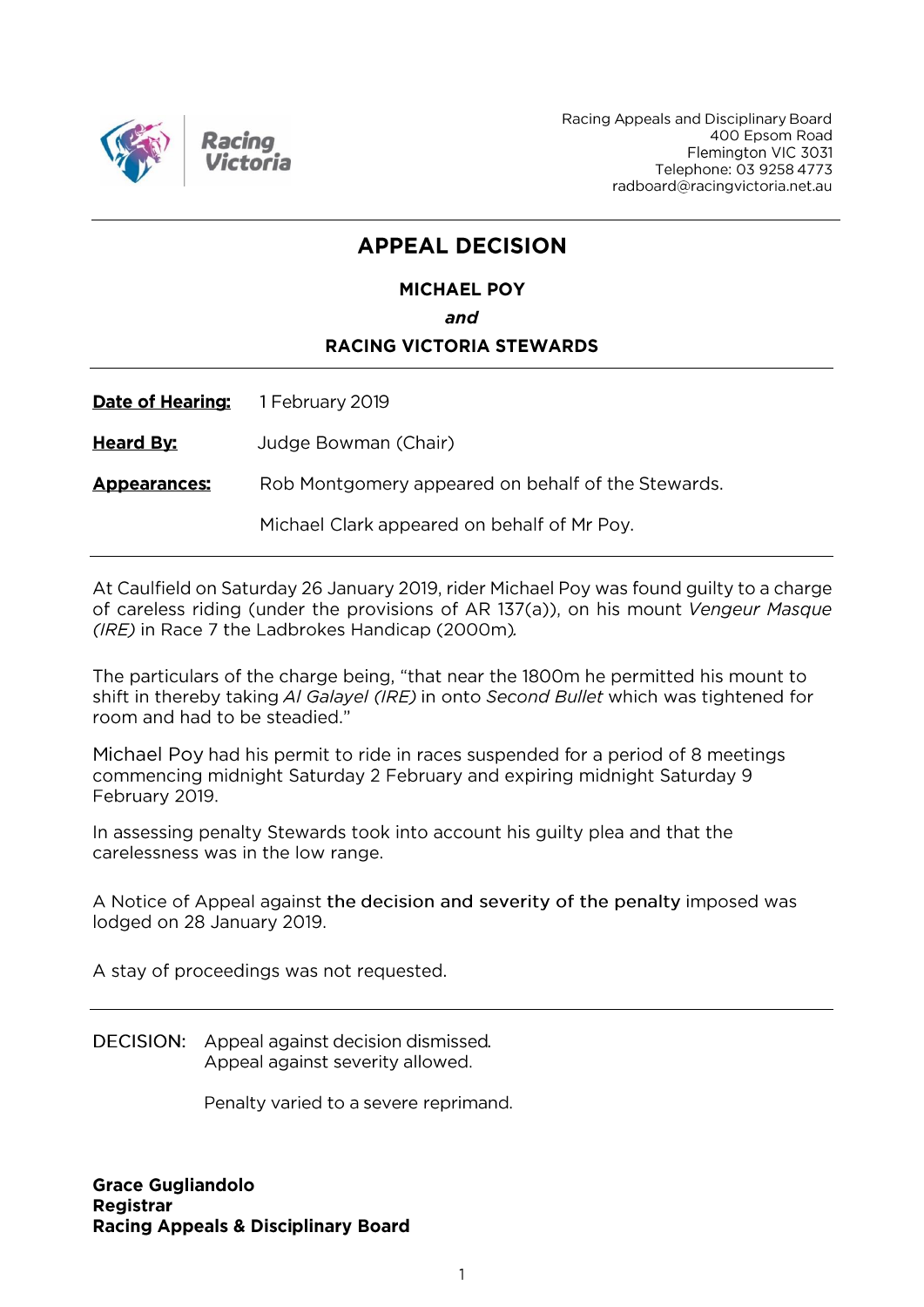Racing Appeals and Disciplinary Board
400 Epsom Road
Flemington VIC 3031
Telephone: 03 9258 4773
radboard@racingvictoria.net.au

# APPEAL DECISION

**MICHAEL POY**

***and***

**RACING VICTORIA STEWARDS**

**Date of Hearing:** 1 February 2019

**Heard By:** Judge Bowman (Chair)

**Appearances:** Rob Montgomery appeared on behalf of the Stewards.

Michael Clark appeared on behalf of Mr Poy.

At Caulfield on Saturday 26 January 2019, rider Michael Poy was found guilty to a charge of careless riding (under the provisions of AR 137(a)), on his mount *Vengeur Masque (IRE)* in Race 7 the Ladbrokes Handicap (2000m).

The particulars of the charge being, "that near the 1800m he permitted his mount to shift in thereby taking *Al Galayel (IRE)* in onto *Second Bullet* which was tightened for room and had to be steadied."

Michael Poy had his permit to ride in races suspended for a period of 8 meetings commencing midnight Saturday 2 February and expiring midnight Saturday 9 February 2019.

In assessing penalty Stewards took into account his guilty plea and that the carelessness was in the low range.

A Notice of Appeal against the decision and severity of the penalty imposed was lodged on 28 January 2019.

A stay of proceedings was not requested.

DECISION: Appeal against decision dismissed.
Appeal against severity allowed.

Penalty varied to a severe reprimand.

**Grace Gugliandolo**
**Registrar**
**Racing Appeals & Disciplinary Board**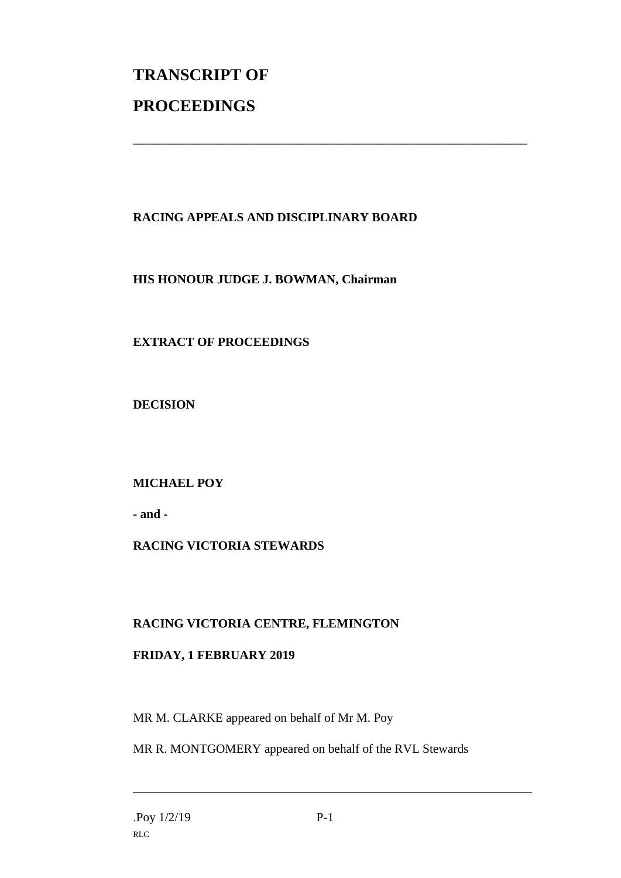# TRANSCRIPT OF PROCEEDINGS

---

**RACING APPEALS AND DISCIPLINARY BOARD**

**HIS HONOUR JUDGE J. BOWMAN, Chairman**

**EXTRACT OF PROCEEDINGS**

**DECISION**

**MICHAEL POY**

**- and -**

**RACING VICTORIA STEWARDS**

**RACING VICTORIA CENTRE, FLEMINGTON**

**FRIDAY, 1 FEBRUARY 2019**

MR M. CLARKE appeared on behalf of Mr M. Poy

MR R. MONTGOMERY appeared on behalf of the RVL Stewards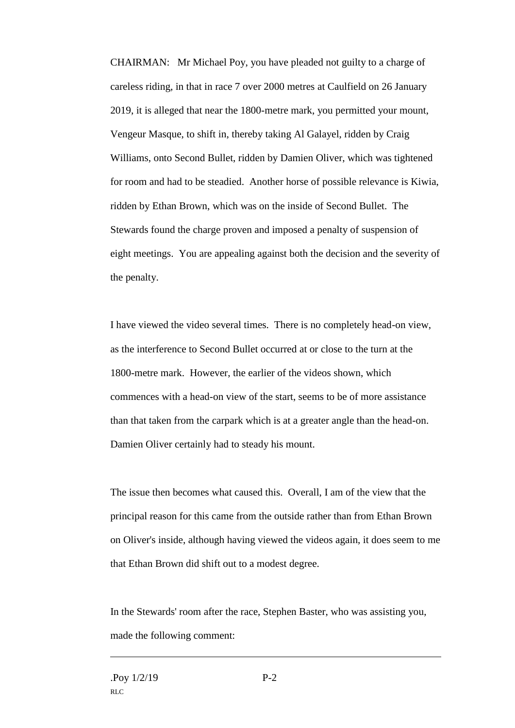CHAIRMAN: Mr Michael Poy, you have pleaded not guilty to a charge of careless riding, in that in race 7 over 2000 metres at Caulfield on 26 January 2019, it is alleged that near the 1800-metre mark, you permitted your mount, Vengeur Masque, to shift in, thereby taking Al Galayel, ridden by Craig Williams, onto Second Bullet, ridden by Damien Oliver, which was tightened for room and had to be steadied. Another horse of possible relevance is Kiwia, ridden by Ethan Brown, which was on the inside of Second Bullet. The Stewards found the charge proven and imposed a penalty of suspension of eight meetings. You are appealing against both the decision and the severity of the penalty.

I have viewed the video several times. There is no completely head-on view, as the interference to Second Bullet occurred at or close to the turn at the 1800-metre mark. However, the earlier of the videos shown, which commences with a head-on view of the start, seems to be of more assistance than that taken from the carpark which is at a greater angle than the head-on. Damien Oliver certainly had to steady his mount.

The issue then becomes what caused this. Overall, I am of the view that the principal reason for this came from the outside rather than from Ethan Brown on Oliver's inside, although having viewed the videos again, it does seem to me that Ethan Brown did shift out to a modest degree.

In the Stewards' room after the race, Stephen Baster, who was assisting you, made the following comment: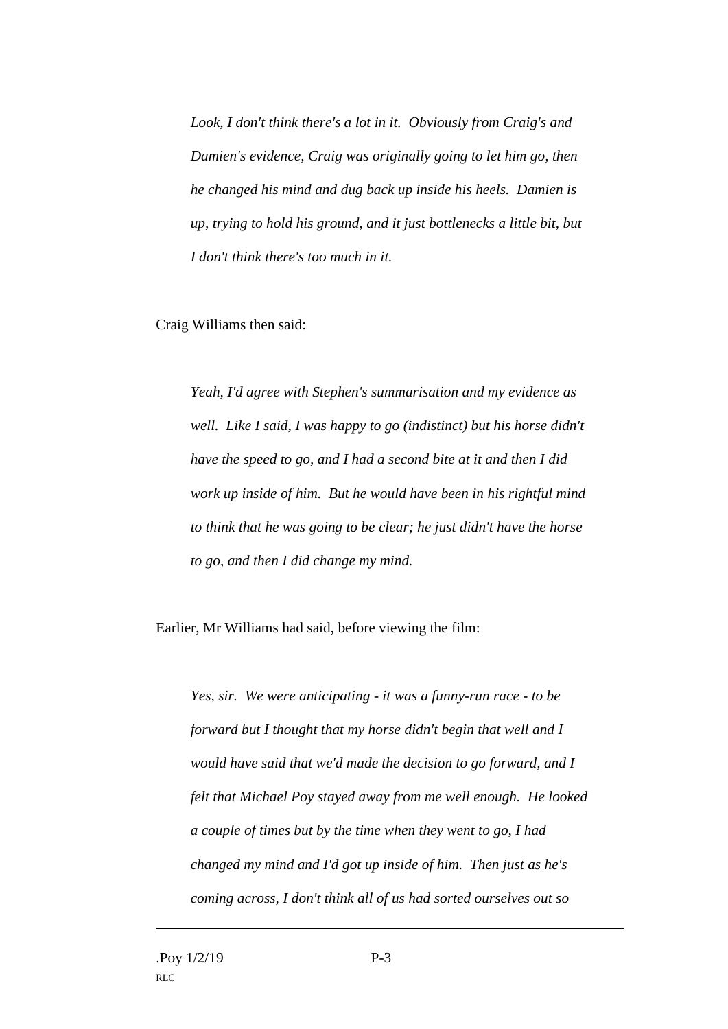*Look, I don't think there's a lot in it. Obviously from Craig's and Damien's evidence, Craig was originally going to let him go, then he changed his mind and dug back up inside his heels. Damien is up, trying to hold his ground, and it just bottlenecks a little bit, but I don't think there's too much in it.*

Craig Williams then said:

*Yeah, I'd agree with Stephen's summarisation and my evidence as well. Like I said, I was happy to go (indistinct) but his horse didn't have the speed to go, and I had a second bite at it and then I did work up inside of him. But he would have been in his rightful mind to think that he was going to be clear; he just didn't have the horse to go, and then I did change my mind.*

Earlier, Mr Williams had said, before viewing the film:

*Yes, sir. We were anticipating - it was a funny-run race - to be forward but I thought that my horse didn't begin that well and I would have said that we'd made the decision to go forward, and I felt that Michael Poy stayed away from me well enough. He looked a couple of times but by the time when they went to go, I had changed my mind and I'd got up inside of him. Then just as he's coming across, I don't think all of us had sorted ourselves out so*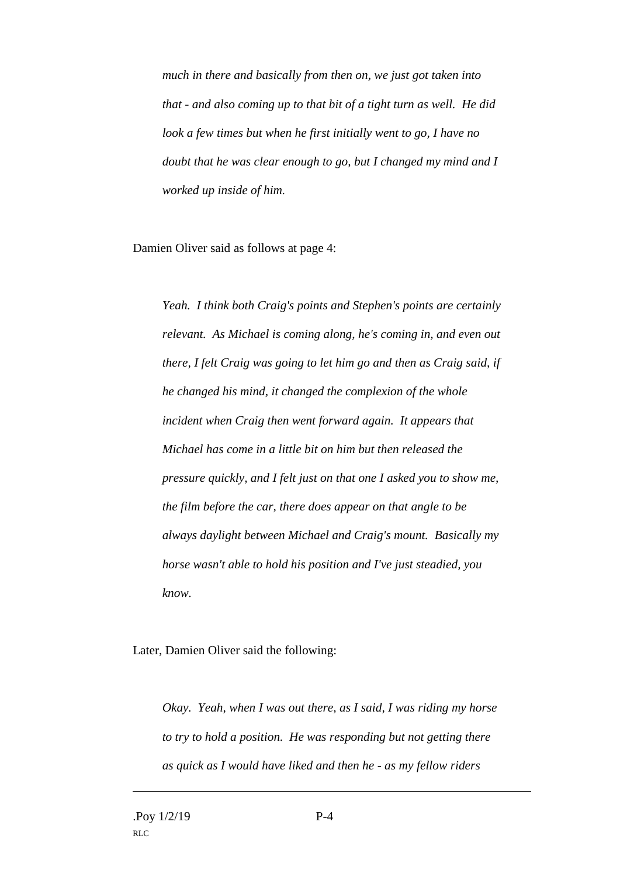*much in there and basically from then on, we just got taken into that - and also coming up to that bit of a tight turn as well. He did look a few times but when he first initially went to go, I have no doubt that he was clear enough to go, but I changed my mind and I worked up inside of him.*

Damien Oliver said as follows at page 4:

*Yeah. I think both Craig's points and Stephen's points are certainly relevant. As Michael is coming along, he's coming in, and even out there, I felt Craig was going to let him go and then as Craig said, if he changed his mind, it changed the complexion of the whole incident when Craig then went forward again. It appears that Michael has come in a little bit on him but then released the pressure quickly, and I felt just on that one I asked you to show me, the film before the car, there does appear on that angle to be always daylight between Michael and Craig's mount. Basically my horse wasn't able to hold his position and I've just steadied, you know.*

Later, Damien Oliver said the following:

*Okay. Yeah, when I was out there, as I said, I was riding my horse to try to hold a position. He was responding but not getting there as quick as I would have liked and then he - as my fellow riders*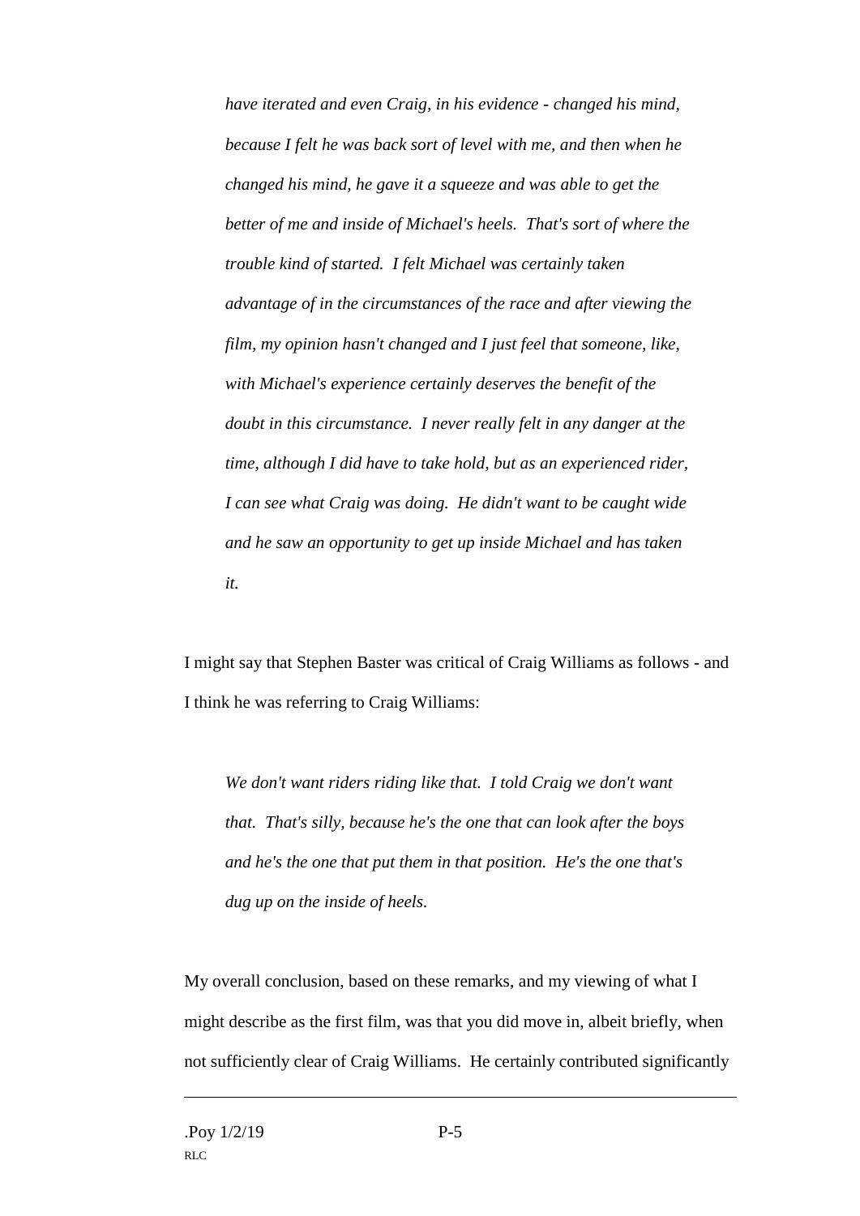*have iterated and even Craig, in his evidence - changed his mind, because I felt he was back sort of level with me, and then when he changed his mind, he gave it a squeeze and was able to get the better of me and inside of Michael's heels. That's sort of where the trouble kind of started. I felt Michael was certainly taken advantage of in the circumstances of the race and after viewing the film, my opinion hasn't changed and I just feel that someone, like, with Michael's experience certainly deserves the benefit of the doubt in this circumstance. I never really felt in any danger at the time, although I did have to take hold, but as an experienced rider, I can see what Craig was doing. He didn't want to be caught wide and he saw an opportunity to get up inside Michael and has taken it.*

I might say that Stephen Baster was critical of Craig Williams as follows - and I think he was referring to Craig Williams:

*We don't want riders riding like that. I told Craig we don't want that. That's silly, because he's the one that can look after the boys and he's the one that put them in that position. He's the one that's dug up on the inside of heels.*

My overall conclusion, based on these remarks, and my viewing of what I might describe as the first film, was that you did move in, albeit briefly, when not sufficiently clear of Craig Williams. He certainly contributed significantly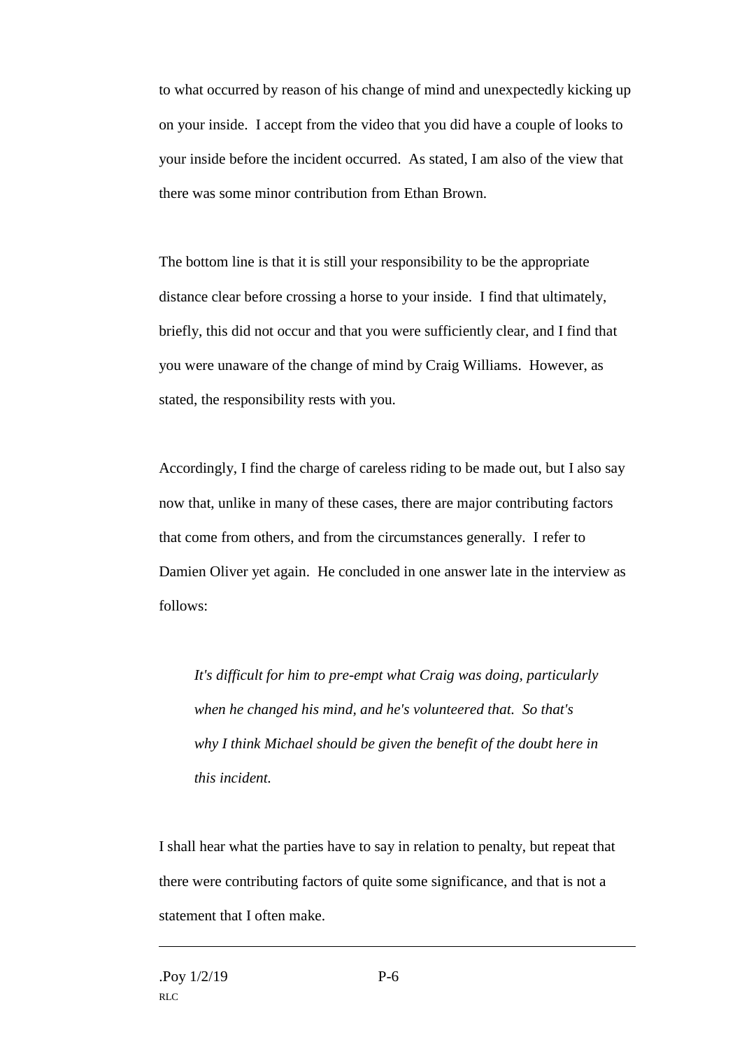to what occurred by reason of his change of mind and unexpectedly kicking up on your inside. I accept from the video that you did have a couple of looks to your inside before the incident occurred. As stated, I am also of the view that there was some minor contribution from Ethan Brown.

The bottom line is that it is still your responsibility to be the appropriate distance clear before crossing a horse to your inside. I find that ultimately, briefly, this did not occur and that you were sufficiently clear, and I find that you were unaware of the change of mind by Craig Williams. However, as stated, the responsibility rests with you.

Accordingly, I find the charge of careless riding to be made out, but I also say now that, unlike in many of these cases, there are major contributing factors that come from others, and from the circumstances generally. I refer to Damien Oliver yet again. He concluded in one answer late in the interview as follows:

> *It's difficult for him to pre-empt what Craig was doing, particularly when he changed his mind, and he's volunteered that. So that's why I think Michael should be given the benefit of the doubt here in this incident.*

I shall hear what the parties have to say in relation to penalty, but repeat that there were contributing factors of quite some significance, and that is not a statement that I often make.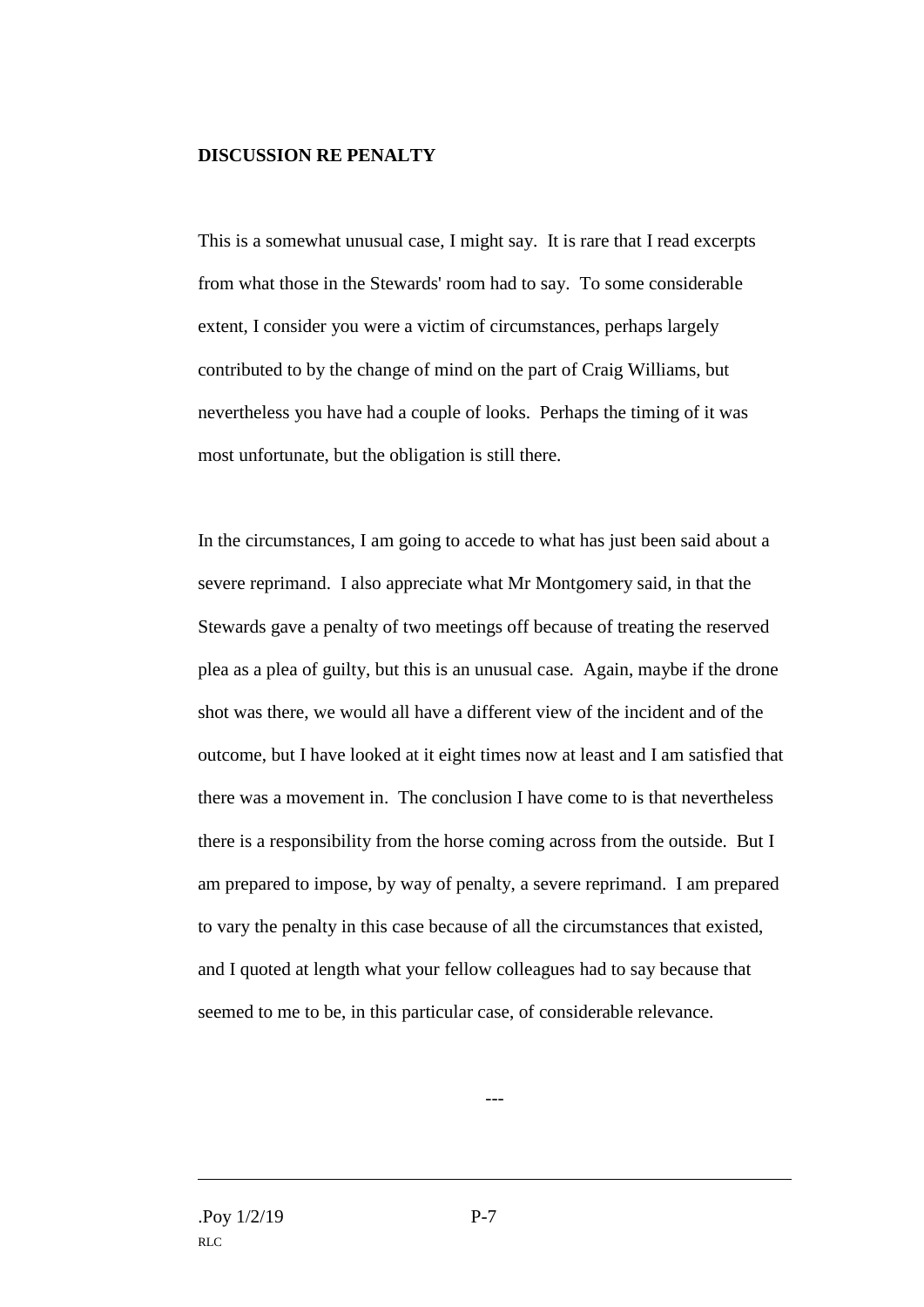**DISCUSSION RE PENALTY**

This is a somewhat unusual case, I might say. It is rare that I read excerpts from what those in the Stewards' room had to say. To some considerable extent, I consider you were a victim of circumstances, perhaps largely contributed to by the change of mind on the part of Craig Williams, but nevertheless you have had a couple of looks. Perhaps the timing of it was most unfortunate, but the obligation is still there.

In the circumstances, I am going to accede to what has just been said about a severe reprimand. I also appreciate what Mr Montgomery said, in that the Stewards gave a penalty of two meetings off because of treating the reserved plea as a plea of guilty, but this is an unusual case. Again, maybe if the drone shot was there, we would all have a different view of the incident and of the outcome, but I have looked at it eight times now at least and I am satisfied that there was a movement in. The conclusion I have come to is that nevertheless there is a responsibility from the horse coming across from the outside. But I am prepared to impose, by way of penalty, a severe reprimand. I am prepared to vary the penalty in this case because of all the circumstances that existed, and I quoted at length what your fellow colleagues had to say because that seemed to me to be, in this particular case, of considerable relevance.

---